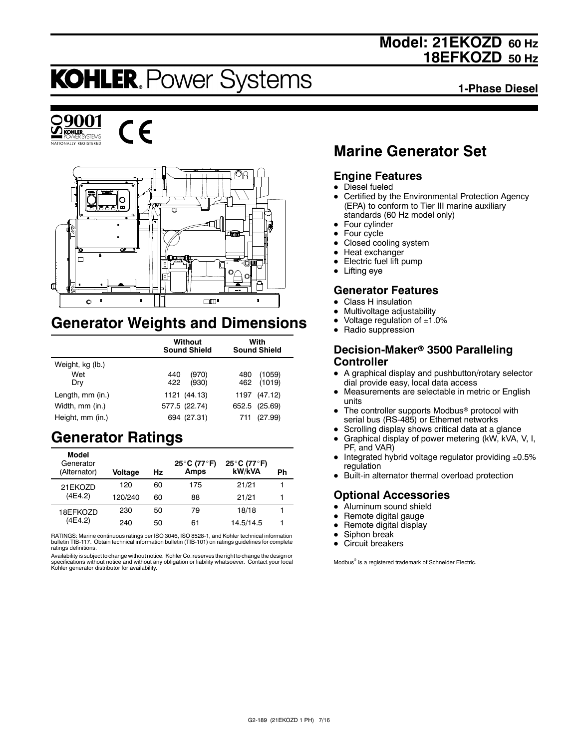# Model: 21EKOZD 60 Hz
# 18EFKOZD 50 Hz

# KOHLER. Power Systems

**1-Phase Diesel**

ISO 9001 KOHLER POWER SYSTEMS NATIONALLY REGISTERED

CE

## Generator Weights and Dimensions

| | Without Sound Shield | With Sound Shield |
|---|---|---|
| Weight, kg (lb.) | | |
| Wet | 440 (970) | 480 (1059) |
| Dry | 422 (930) | 462 (1019) |
| Length, mm (in.) | 1121 (44.13) | 1197 (47.12) |
| Width, mm (in.) | 577.5 (22.74) | 652.5 (25.69) |
| Height, mm (in.) | 694 (27.31) | 711 (27.99) |

## Generator Ratings

| Model Generator (Alternator) | Voltage | Hz | 25°C (77°F) Amps | 25°C (77°F) kW/kVA | Ph |
|---|---|---|---|---|---|
| 21EKOZD (4E4.2) | 120 | 60 | 175 | 21/21 | 1 |
| | 120/240 | 60 | 88 | 21/21 | 1 |
| 18EFKOZD (4E4.2) | 230 | 50 | 79 | 18/18 | 1 |
| | 240 | 50 | 61 | 14.5/14.5 | 1 |

RATINGS: Marine continuous ratings per ISO 3046, ISO 8528-1, and Kohler technical information bulletin TIB-117. Obtain technical information bulletin (TIB-101) on ratings guidelines for complete ratings definitions.

Availability is subject to change without notice. Kohler Co. reserves the right to change the design or specifications without notice and without any obligation or liability whatsoever. Contact your local Kohler generator distributor for availability.

# Marine Generator Set

### Engine Features

- Diesel fueled
- Certified by the Environmental Protection Agency (EPA) to conform to Tier III marine auxiliary standards (60 Hz model only)
- Four cylinder
- Four cycle
- Closed cooling system
- Heat exchanger
- Electric fuel lift pump
- Lifting eye

### Generator Features

- Class H insulation
- Multivoltage adjustability
- Voltage regulation of ±1.0%
- Radio suppression

### Decision-Maker® 3500 Paralleling Controller

- A graphical display and pushbutton/rotary selector dial provide easy, local data access
- Measurements are selectable in metric or English units
- The controller supports Modbus® protocol with serial bus (RS-485) or Ethernet networks
- Scrolling display shows critical data at a glance
- Graphical display of power metering (kW, kVA, V, I, PF, and VAR)
- Integrated hybrid voltage regulator providing ±0.5% regulation
- Built-in alternator thermal overload protection

### Optional Accessories

- Aluminum sound shield
- Remote digital gauge
- Remote digital display
- Siphon break
- Circuit breakers

Modbus® is a registered trademark of Schneider Electric.

G2-189 (21EKOZD 1 PH) 7/16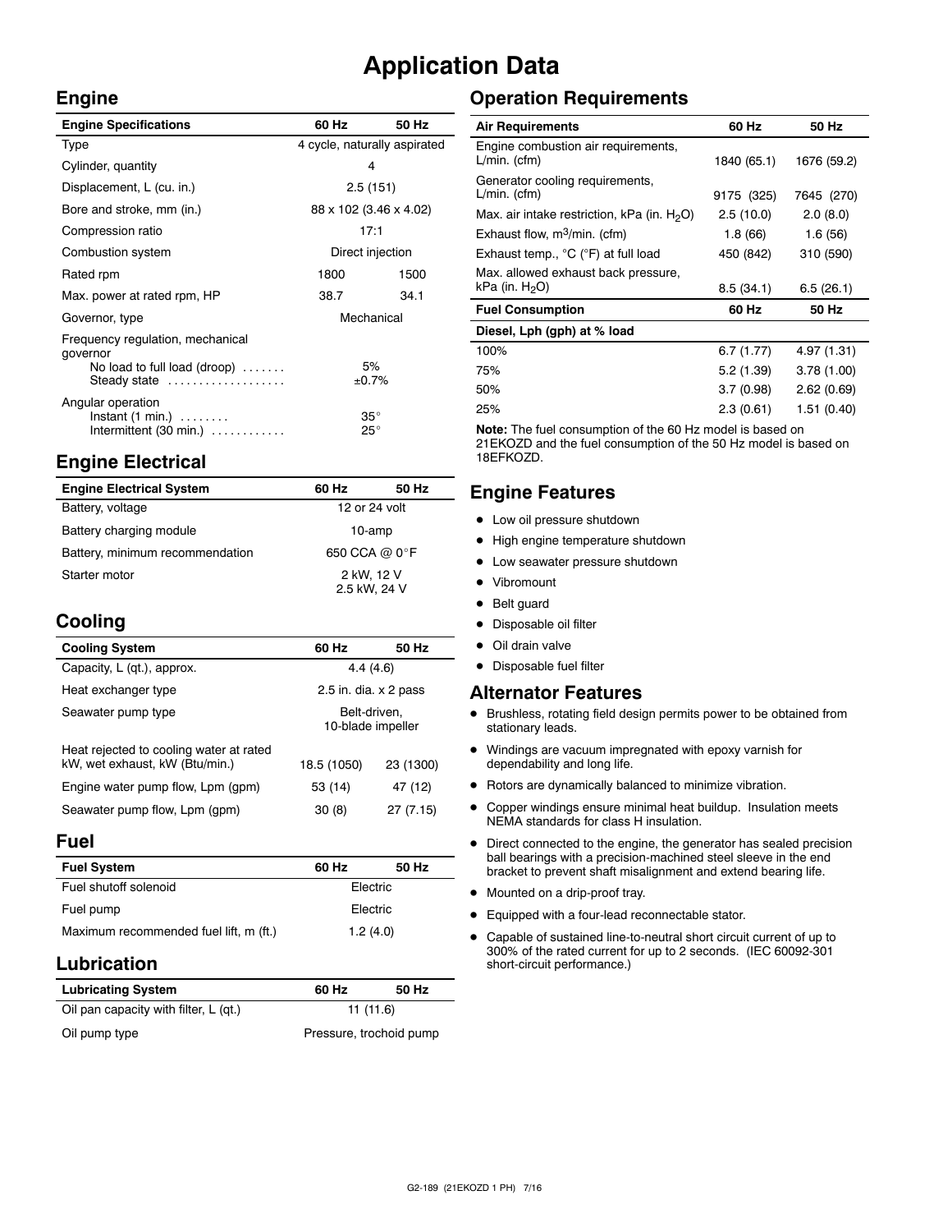# Application Data

## Engine

| Engine Specifications | 60 Hz | 50 Hz |
|---|---|---|
| Type | 4 cycle, naturally aspirated | |
| Cylinder, quantity | 4 | |
| Displacement, L (cu. in.) | 2.5 (151) | |
| Bore and stroke, mm (in.) | 88 x 102 (3.46 x 4.02) | |
| Compression ratio | 17:1 | |
| Combustion system | Direct injection | |
| Rated rpm | 1800 | 1500 |
| Max. power at rated rpm, HP | 38.7 | 34.1 |
| Governor, type | Mechanical | |
| Frequency regulation, mechanical governor | | |
| No load to full load (droop) | 5% | |
| Steady state | ±0.7% | |
| Angular operation | | |
| Instant (1 min.) | 35° | |
| Intermittent (30 min.) | 25° | |

## Engine Electrical

| Engine Electrical System | 60 Hz | 50 Hz |
|---|---|---|
| Battery, voltage | 12 or 24 volt | |
| Battery charging module | 10-amp | |
| Battery, minimum recommendation | 650 CCA @ 0°F | |
| Starter motor | 2 kW, 12 V<br>2.5 kW, 24 V | |

## Cooling

| Cooling System | 60 Hz | 50 Hz |
|---|---|---|
| Capacity, L (qt.), approx. | 4.4 (4.6) | |
| Heat exchanger type | 2.5 in. dia. x 2 pass | |
| Seawater pump type | Belt-driven, 10-blade impeller | |
| Heat rejected to cooling water at rated kW, wet exhaust, kW (Btu/min.) | 18.5 (1050) | 23 (1300) |
| Engine water pump flow, Lpm (gpm) | 53 (14) | 47 (12) |
| Seawater pump flow, Lpm (gpm) | 30 (8) | 27 (7.15) |

## Fuel

| Fuel System | 60 Hz | 50 Hz |
|---|---|---|
| Fuel shutoff solenoid | Electric | |
| Fuel pump | Electric | |
| Maximum recommended fuel lift, m (ft.) | 1.2 (4.0) | |

## Lubrication

| Lubricating System | 60 Hz | 50 Hz |
|---|---|---|
| Oil pan capacity with filter, L (qt.) | 11 (11.6) | |
| Oil pump type | Pressure, trochoid pump | |

## Operation Requirements

| Air Requirements | 60 Hz | 50 Hz |
|---|---|---|
| Engine combustion air requirements, L/min. (cfm) | 1840 (65.1) | 1676 (59.2) |
| Generator cooling requirements, L/min. (cfm) | 9175 (325) | 7645 (270) |
| Max. air intake restriction, kPa (in. $H_2O$) | 2.5 (10.0) | 2.0 (8.0) |
| Exhaust flow, $m^3$/min. (cfm) | 1.8 (66) | 1.6 (56) |
| Exhaust temp., °C (°F) at full load | 450 (842) | 310 (590) |
| Max. allowed exhaust back pressure, kPa (in. $H_2O$) | 8.5 (34.1) | 6.5 (26.1) |
| **Fuel Consumption** | **60 Hz** | **50 Hz** |
| **Diesel, Lph (gph) at % load** | | |
| 100% | 6.7 (1.77) | 4.97 (1.31) |
| 75% | 5.2 (1.39) | 3.78 (1.00) |
| 50% | 3.7 (0.98) | 2.62 (0.69) |
| 25% | 2.3 (0.61) | 1.51 (0.40) |

**Note:** The fuel consumption of the 60 Hz model is based on 21EKOZD and the fuel consumption of the 50 Hz model is based on 18EFKOZD.

## Engine Features

- Low oil pressure shutdown
- High engine temperature shutdown
- Low seawater pressure shutdown
- Vibromount
- Belt guard
- Disposable oil filter
- Oil drain valve
- Disposable fuel filter

## Alternator Features

- Brushless, rotating field design permits power to be obtained from stationary leads.
- Windings are vacuum impregnated with epoxy varnish for dependability and long life.
- Rotors are dynamically balanced to minimize vibration.
- Copper windings ensure minimal heat buildup. Insulation meets NEMA standards for class H insulation.
- Direct connected to the engine, the generator has sealed precision ball bearings with a precision-machined steel sleeve in the end bracket to prevent shaft misalignment and extend bearing life.
- Mounted on a drip-proof tray.
- Equipped with a four-lead reconnectable stator.
- Capable of sustained line-to-neutral short circuit current of up to 300% of the rated current for up to 2 seconds. (IEC 60092-301 short-circuit performance.)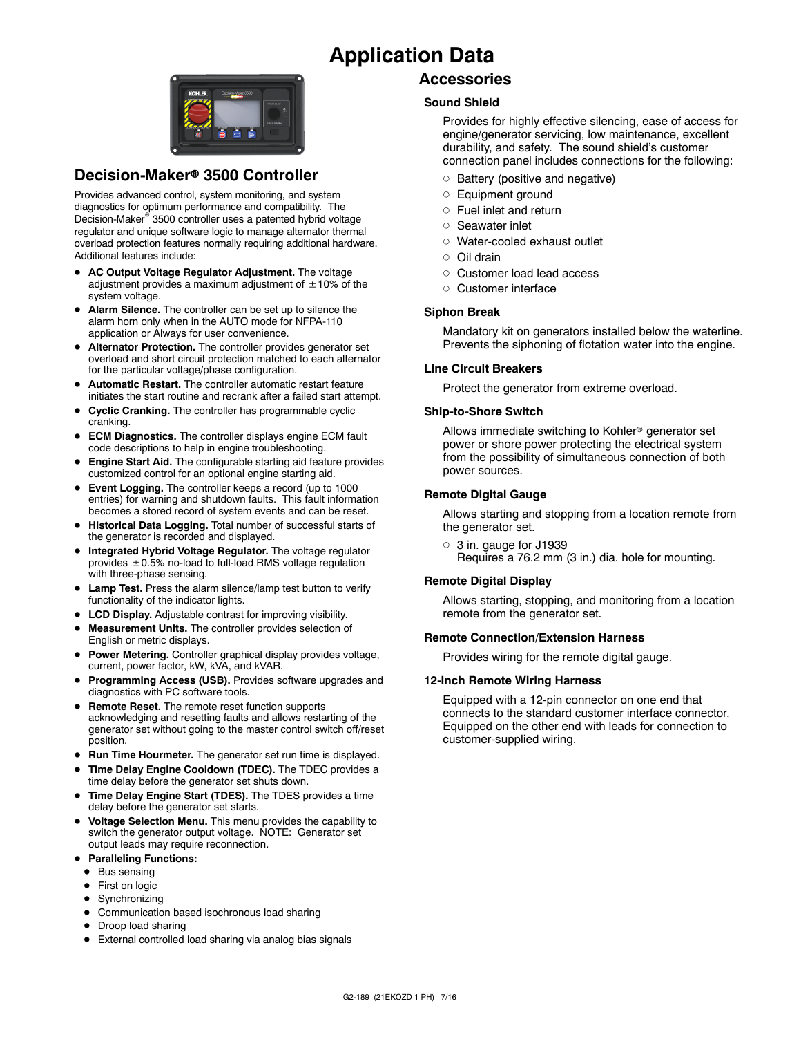# Application Data

## Decision-Maker® 3500 Controller

Provides advanced control, system monitoring, and system diagnostics for optimum performance and compatibility. The Decision-Maker® 3500 controller uses a patented hybrid voltage regulator and unique software logic to manage alternator thermal overload protection features normally requiring additional hardware. Additional features include:

- **AC Output Voltage Regulator Adjustment.** The voltage adjustment provides a maximum adjustment of ±10% of the system voltage.
- **Alarm Silence.** The controller can be set up to silence the alarm horn only when in the AUTO mode for NFPA-110 application or Always for user convenience.
- **Alternator Protection.** The controller provides generator set overload and short circuit protection matched to each alternator for the particular voltage/phase configuration.
- **Automatic Restart.** The controller automatic restart feature initiates the start routine and recrank after a failed start attempt.
- **Cyclic Cranking.** The controller has programmable cyclic cranking.
- **ECM Diagnostics.** The controller displays engine ECM fault code descriptions to help in engine troubleshooting.
- **Engine Start Aid.** The configurable starting aid feature provides customized control for an optional engine starting aid.
- **Event Logging.** The controller keeps a record (up to 1000 entries) for warning and shutdown faults. This fault information becomes a stored record of system events and can be reset.
- **Historical Data Logging.** Total number of successful starts of the generator is recorded and displayed.
- **Integrated Hybrid Voltage Regulator.** The voltage regulator provides ±0.5% no-load to full-load RMS voltage regulation with three-phase sensing.
- **Lamp Test.** Press the alarm silence/lamp test button to verify functionality of the indicator lights.
- **LCD Display.** Adjustable contrast for improving visibility.
- **Measurement Units.** The controller provides selection of English or metric displays.
- **Power Metering.** Controller graphical display provides voltage, current, power factor, kW, kVA, and kVAR.
- **Programming Access (USB).** Provides software upgrades and diagnostics with PC software tools.
- **Remote Reset.** The remote reset function supports acknowledging and resetting faults and allows restarting of the generator set without going to the master control switch off/reset position.
- **Run Time Hourmeter.** The generator set run time is displayed.
- **Time Delay Engine Cooldown (TDEC).** The TDEC provides a time delay before the generator set shuts down.
- **Time Delay Engine Start (TDES).** The TDES provides a time delay before the generator set starts.
- **Voltage Selection Menu.** This menu provides the capability to switch the generator output voltage. NOTE: Generator set output leads may require reconnection.
- **Paralleling Functions:**
  - Bus sensing
  - First on logic
  - Synchronizing
  - Communication based isochronous load sharing
  - Droop load sharing
  - External controlled load sharing via analog bias signals

## Accessories

### Sound Shield

Provides for highly effective silencing, ease of access for engine/generator servicing, low maintenance, excellent durability, and safety. The sound shield's customer connection panel includes connections for the following:

- Battery (positive and negative)
- Equipment ground
- Fuel inlet and return
- Seawater inlet
- Water-cooled exhaust outlet
- Oil drain
- Customer load lead access
- Customer interface

### Siphon Break

Mandatory kit on generators installed below the waterline. Prevents the siphoning of flotation water into the engine.

### Line Circuit Breakers

Protect the generator from extreme overload.

### Ship-to-Shore Switch

Allows immediate switching to Kohler® generator set power or shore power protecting the electrical system from the possibility of simultaneous connection of both power sources.

### Remote Digital Gauge

Allows starting and stopping from a location remote from the generator set.

- 3 in. gauge for J1939
  Requires a 76.2 mm (3 in.) dia. hole for mounting.

### Remote Digital Display

Allows starting, stopping, and monitoring from a location remote from the generator set.

### Remote Connection/Extension Harness

Provides wiring for the remote digital gauge.

### 12-Inch Remote Wiring Harness

Equipped with a 12-pin connector on one end that connects to the standard customer interface connector. Equipped on the other end with leads for connection to customer-supplied wiring.

G2-189 (21EKOZD 1 PH) 7/16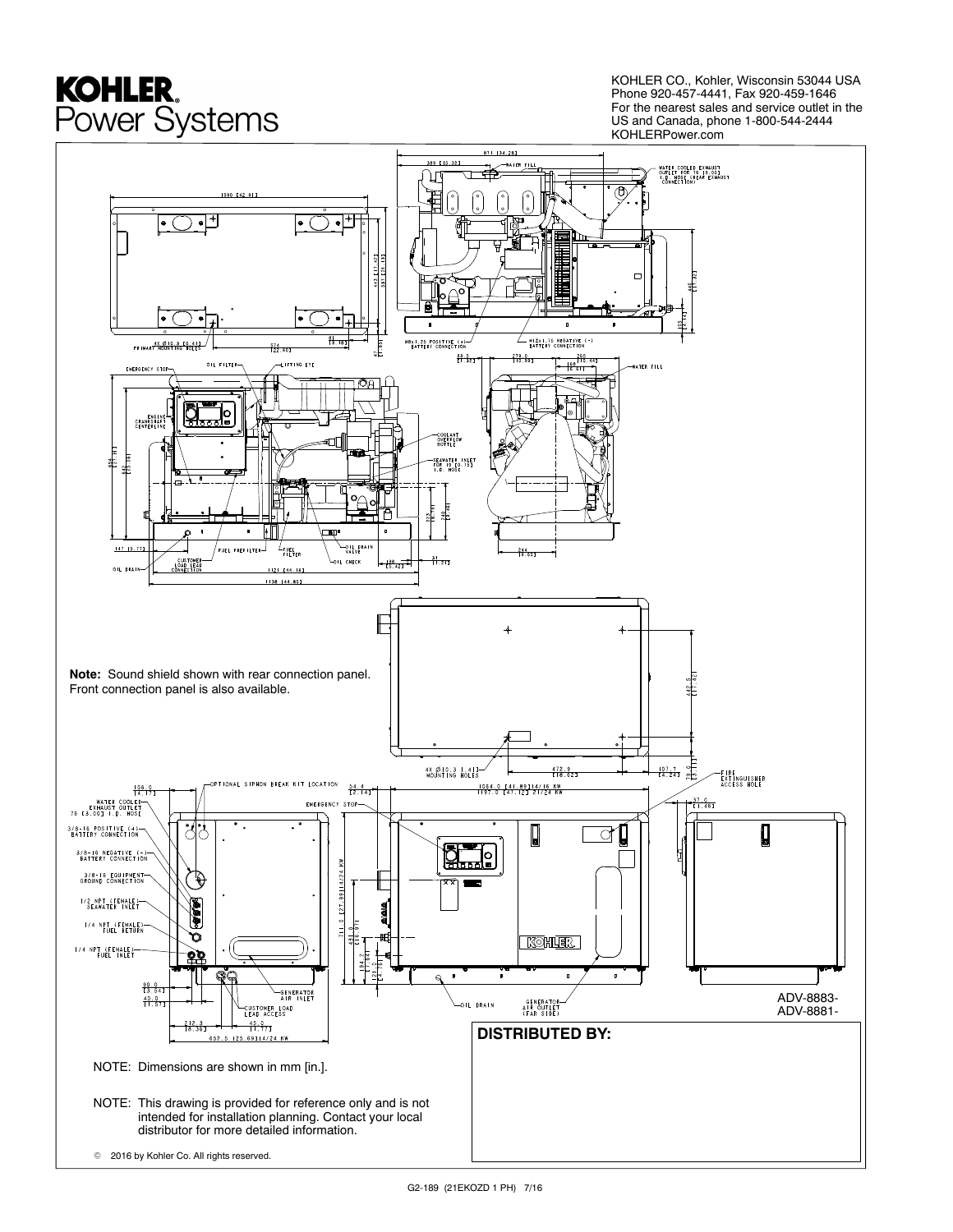# KOHLER
# Power Systems

KOHLER CO., Kohler, Wisconsin 53044 USA
Phone 920-457-4441, Fax 920-459-1646
For the nearest sales and service outlet in the US and Canada, phone 1-800-544-2444
KOHLERPower.com

871 [34.28]
389 [15.33]
WATER FILL
WATER COOLED EXHAUST OUTLET FOR 76 [3.00] I.D. HOSE (REAR EXHAUST CONNECTION)
1090 [42.91]
442 [17.42]
537 [21.13]
4X Ø10.3 [0.41] PRIMARY MOUNTING HOLES
574 [22.60]
81 [3.18]
M8x1.25 POSITIVE (+) BATTERY CONNECTION
M12x1.75 NEGATIVE (-) BATTERY CONNECTION
EMERGENCY STOP
OIL FILTER
LIFTING EYE
ENGINE CRANKSHAFT CENTERLINE
COOLANT OVERFLOW BOTTLE
SEAWATER INLET FOR 19 [0.75] I.D. HOSE
WATER FILL
FUEL PREFILTER
FUEL FILTER
OIL DRAIN VALVE
OIL CHECK
CUSTOMER LOAD LEAD CONNECTION
OIL DRAIN
147 [5.77]
1121 [44.14]
1138 [44.80]
244 [9.60]

**Note:** Sound shield shown with rear connection panel. Front connection panel is also available.

442.5 [17.42]
4X Ø10.3 [.41] MOUNTING HOLES
472.9 [18.62]
107.7 [4.24]
FIRE EXTINGUISHER ACCESS HOLE
OPTIONAL SIPHON BREAK KIT LOCATION
WATER COOLED EXHAUST OUTLET 76 [3.00] I.D. HOSE
3/8-16 POSITIVE (+) BATTERY CONNECTION
3/8-16 NEGATIVE (-) BATTERY CONNECTION
3/8-16 EQUIPMENT GROUND CONNECTION
1/2 NPT (FEMALE) SEAWATER INLET
1/4 NPT (FEMALE) FUEL RETURN
1/4 NPT (FEMALE) FUEL INLET
EMERGENCY STOP
1064.0 [41.89] 14/16 KW
1097.0 [43.19] 21/24 KW
711.0 [27.99] 14/24 KW
OIL DRAIN
GENERATOR AIR OUTLET (FAR SIDE)
GENERATOR AIR INLET
CUSTOMER LOAD LEAD ACCESS
652.5 [25.69] 14/24 KW

ADV-8883-
ADV-8881-

**DISTRIBUTED BY:**

NOTE: Dimensions are shown in mm [in.].

NOTE: This drawing is provided for reference only and is not intended for installation planning. Contact your local distributor for more detailed information.

© 2016 by Kohler Co. All rights reserved.

G2-189 (21EKOZD 1 PH) 7/16